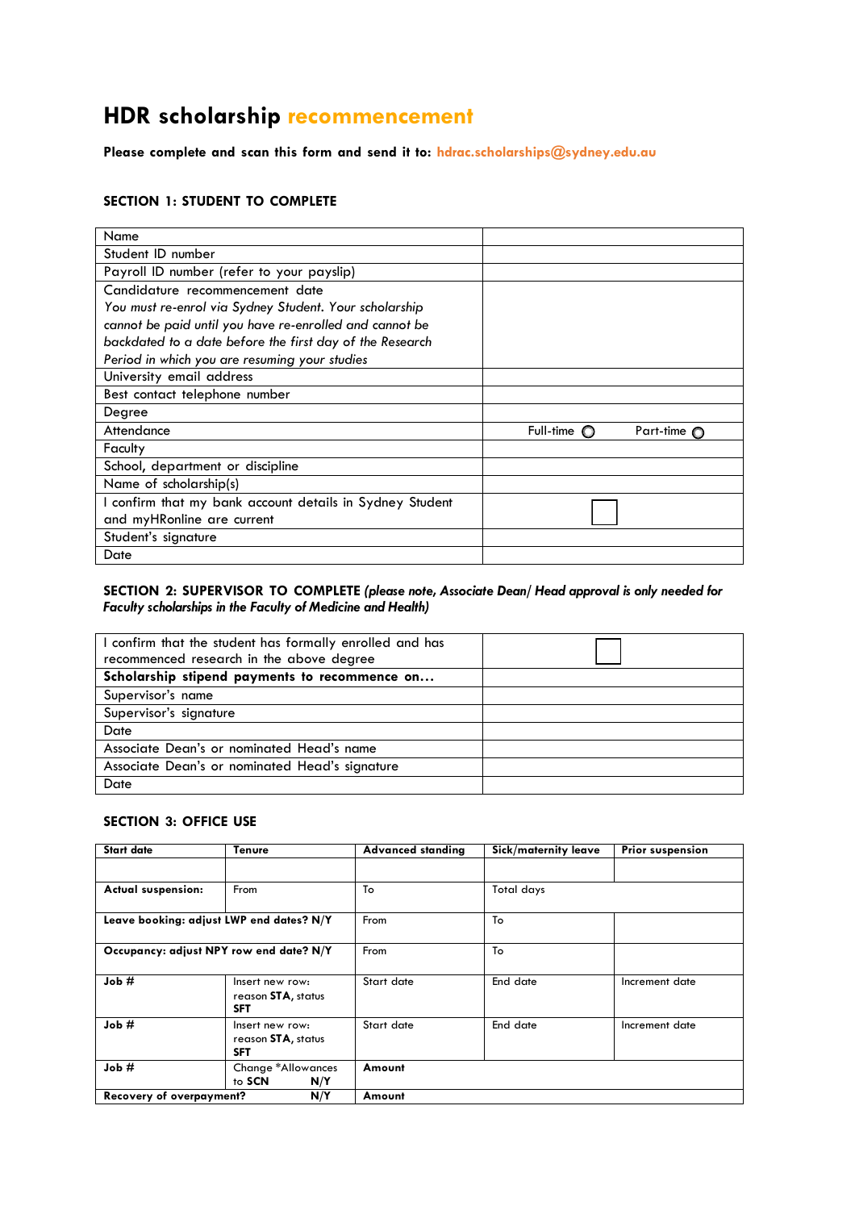# HDR scholarship recommencement

**Please complete and scan this form and send it to: hdrac.scholarships@sydney.edu.au**

### SECTION 1: STUDENT TO COMPLETE

| | |
|---|---|
| Name | |
| Student ID number | |
| Payroll ID number (refer to your payslip) | |
| Candidature recommencement date<br>*You must re-enrol via Sydney Student. Your scholarship cannot be paid until you have re-enrolled and cannot be backdated to a date before the first day of the Research Period in which you are resuming your studies* | |
| University email address | |
| Best contact telephone number | |
| Degree | |
| Attendance | Full-time ○ Part-time ○ |
| Faculty | |
| School, department or discipline | |
| Name of scholarship(s) | |
| I confirm that my bank account details in Sydney Student and myHRonline are current | ☐ |
| Student's signature | |
| Date | |

### SECTION 2: SUPERVISOR TO COMPLETE *(please note, Associate Dean/ Head approval is only needed for Faculty scholarships in the Faculty of Medicine and Health)*

| | |
|---|---|
| I confirm that the student has formally enrolled and has recommenced research in the above degree | ☐ |
| **Scholarship stipend payments to recommence on…** | |
| Supervisor's name | |
| Supervisor's signature | |
| Date | |
| Associate Dean's or nominated Head's name | |
| Associate Dean's or nominated Head's signature | |
| Date | |

### SECTION 3: OFFICE USE

| **Start date** | **Tenure** | **Advanced standing** | **Sick/maternity leave** | **Prior suspension** |
|---|---|---|---|---|
| | | | | |
| **Actual suspension:** | From | To | Total days | |
| **Leave booking: adjust LWP end dates? N/Y** | | From | To | |
| **Occupancy: adjust NPY row end date? N/Y** | | From | To | |
| **Job #** | Insert new row: reason **STA**, status **SFT** | Start date | End date | Increment date |
| **Job #** | Insert new row: reason **STA**, status **SFT** | Start date | End date | Increment date |
| **Job #** | Change *Allowances to **SCN** **N/Y** | **Amount** | | |
| **Recovery of overpayment? N/Y** | | **Amount** | | |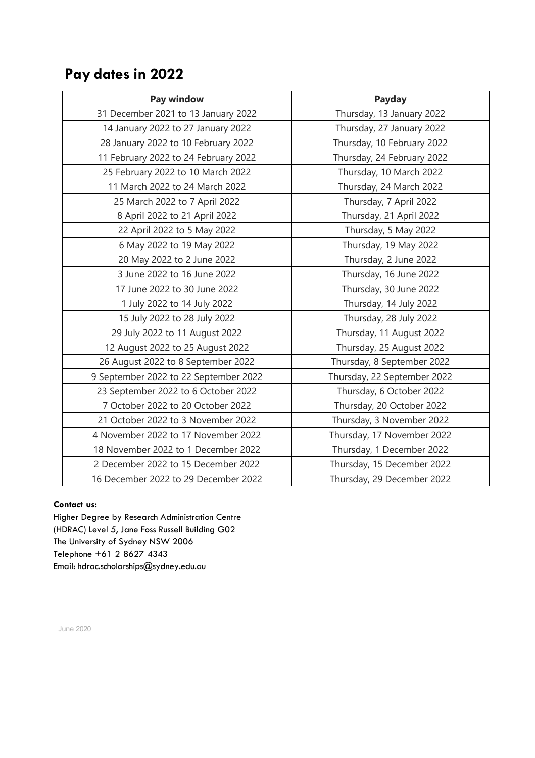## Pay dates in 2022

| Pay window | Payday |
| --- | --- |
| 31 December 2021 to 13 January 2022 | Thursday, 13 January 2022 |
| 14 January 2022 to 27 January 2022 | Thursday, 27 January 2022 |
| 28 January 2022 to 10 February 2022 | Thursday, 10 February 2022 |
| 11 February 2022 to 24 February 2022 | Thursday, 24 February 2022 |
| 25 February 2022 to 10 March 2022 | Thursday, 10 March 2022 |
| 11 March 2022 to 24 March 2022 | Thursday, 24 March 2022 |
| 25 March 2022 to 7 April 2022 | Thursday, 7 April 2022 |
| 8 April 2022 to 21 April 2022 | Thursday, 21 April 2022 |
| 22 April 2022 to 5 May 2022 | Thursday, 5 May 2022 |
| 6 May 2022 to 19 May 2022 | Thursday, 19 May 2022 |
| 20 May 2022 to 2 June 2022 | Thursday, 2 June 2022 |
| 3 June 2022 to 16 June 2022 | Thursday, 16 June 2022 |
| 17 June 2022 to 30 June 2022 | Thursday, 30 June 2022 |
| 1 July 2022 to 14 July 2022 | Thursday, 14 July 2022 |
| 15 July 2022 to 28 July 2022 | Thursday, 28 July 2022 |
| 29 July 2022 to 11 August 2022 | Thursday, 11 August 2022 |
| 12 August 2022 to 25 August 2022 | Thursday, 25 August 2022 |
| 26 August 2022 to 8 September 2022 | Thursday, 8 September 2022 |
| 9 September 2022 to 22 September 2022 | Thursday, 22 September 2022 |
| 23 September 2022 to 6 October 2022 | Thursday, 6 October 2022 |
| 7 October 2022 to 20 October 2022 | Thursday, 20 October 2022 |
| 21 October 2022 to 3 November 2022 | Thursday, 3 November 2022 |
| 4 November 2022 to 17 November 2022 | Thursday, 17 November 2022 |
| 18 November 2022 to 1 December 2022 | Thursday, 1 December 2022 |
| 2 December 2022 to 15 December 2022 | Thursday, 15 December 2022 |
| 16 December 2022 to 29 December 2022 | Thursday, 29 December 2022 |

**Contact us:**

Higher Degree by Research Administration Centre  
(HDRAC) Level 5, Jane Foss Russell Building G02  
The University of Sydney NSW 2006  
Telephone +61 2 8627 4343  
Email: hdrac.scholarships@sydney.edu.au

June 2020